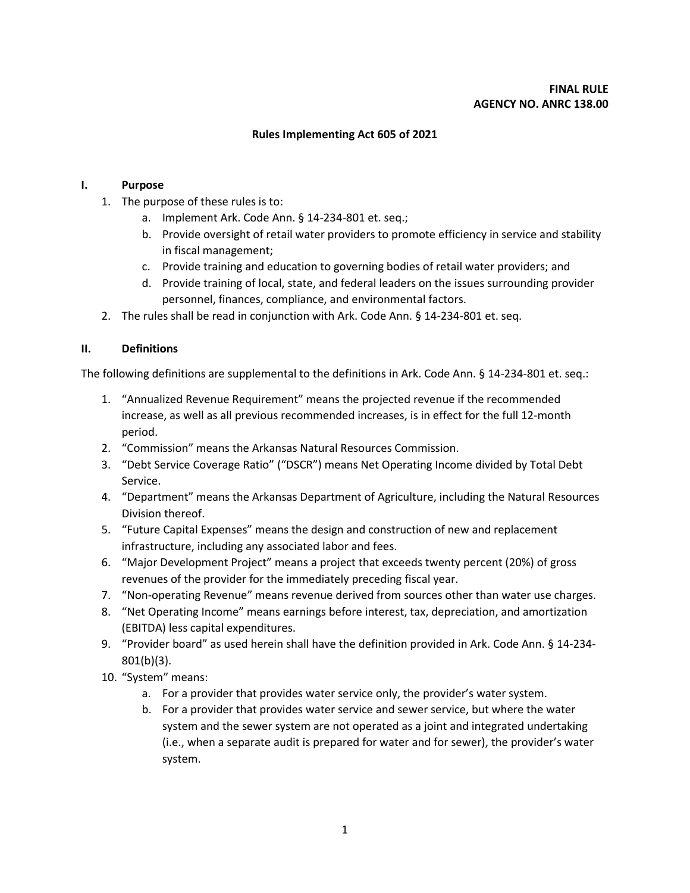**FINAL RULE**
**AGENCY NO. ANRC 138.00**

**Rules Implementing Act 605 of 2021**

## I. Purpose

1. The purpose of these rules is to:
    a. Implement Ark. Code Ann. § 14-234-801 et. seq.;
    b. Provide oversight of retail water providers to promote efficiency in service and stability in fiscal management;
    c. Provide training and education to governing bodies of retail water providers; and
    d. Provide training of local, state, and federal leaders on the issues surrounding provider personnel, finances, compliance, and environmental factors.
2. The rules shall be read in conjunction with Ark. Code Ann. § 14-234-801 et. seq.

## II. Definitions

The following definitions are supplemental to the definitions in Ark. Code Ann. § 14-234-801 et. seq.:

1. "Annualized Revenue Requirement" means the projected revenue if the recommended increase, as well as all previous recommended increases, is in effect for the full 12-month period.
2. "Commission" means the Arkansas Natural Resources Commission.
3. "Debt Service Coverage Ratio" ("DSCR") means Net Operating Income divided by Total Debt Service.
4. "Department" means the Arkansas Department of Agriculture, including the Natural Resources Division thereof.
5. "Future Capital Expenses" means the design and construction of new and replacement infrastructure, including any associated labor and fees.
6. "Major Development Project" means a project that exceeds twenty percent (20%) of gross revenues of the provider for the immediately preceding fiscal year.
7. "Non-operating Revenue" means revenue derived from sources other than water use charges.
8. "Net Operating Income" means earnings before interest, tax, depreciation, and amortization (EBITDA) less capital expenditures.
9. "Provider board" as used herein shall have the definition provided in Ark. Code Ann. § 14-234-801(b)(3).
10. "System" means:
    a. For a provider that provides water service only, the provider's water system.
    b. For a provider that provides water service and sewer service, but where the water system and the sewer system are not operated as a joint and integrated undertaking (i.e., when a separate audit is prepared for water and for sewer), the provider's water system.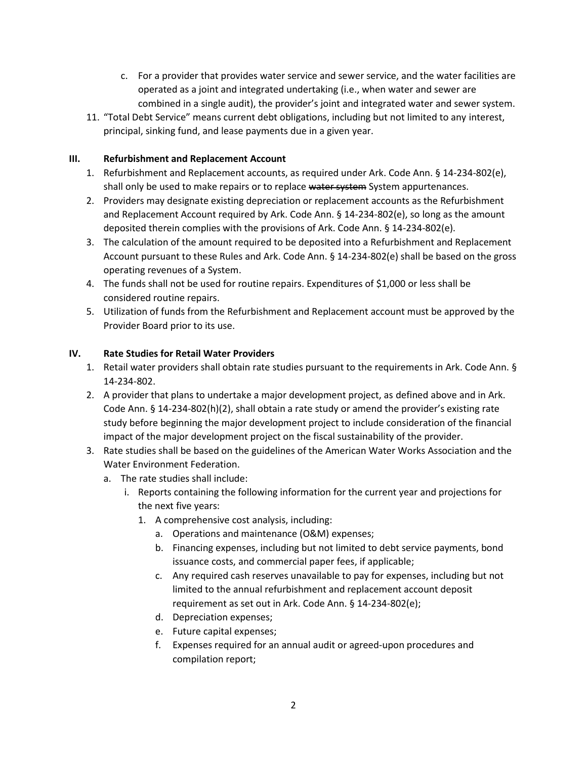c. For a provider that provides water service and sewer service, and the water facilities are operated as a joint and integrated undertaking (i.e., when water and sewer are combined in a single audit), the provider's joint and integrated water and sewer system.

11. "Total Debt Service" means current debt obligations, including but not limited to any interest, principal, sinking fund, and lease payments due in a given year.

## III. Refurbishment and Replacement Account

1. Refurbishment and Replacement accounts, as required under Ark. Code Ann. § 14-234-802(e), shall only be used to make repairs or to replace ~~water system~~ System appurtenances.
2. Providers may designate existing depreciation or replacement accounts as the Refurbishment and Replacement Account required by Ark. Code Ann. § 14-234-802(e), so long as the amount deposited therein complies with the provisions of Ark. Code Ann. § 14-234-802(e).
3. The calculation of the amount required to be deposited into a Refurbishment and Replacement Account pursuant to these Rules and Ark. Code Ann. § 14-234-802(e) shall be based on the gross operating revenues of a System.
4. The funds shall not be used for routine repairs. Expenditures of $1,000 or less shall be considered routine repairs.
5. Utilization of funds from the Refurbishment and Replacement account must be approved by the Provider Board prior to its use.

## IV. Rate Studies for Retail Water Providers

1. Retail water providers shall obtain rate studies pursuant to the requirements in Ark. Code Ann. § 14-234-802.
2. A provider that plans to undertake a major development project, as defined above and in Ark. Code Ann. § 14-234-802(h)(2), shall obtain a rate study or amend the provider's existing rate study before beginning the major development project to include consideration of the financial impact of the major development project on the fiscal sustainability of the provider.
3. Rate studies shall be based on the guidelines of the American Water Works Association and the Water Environment Federation.
   a. The rate studies shall include:
      i. Reports containing the following information for the current year and projections for the next five years:
         1. A comprehensive cost analysis, including:
            a. Operations and maintenance (O&M) expenses;
            b. Financing expenses, including but not limited to debt service payments, bond issuance costs, and commercial paper fees, if applicable;
            c. Any required cash reserves unavailable to pay for expenses, including but not limited to the annual refurbishment and replacement account deposit requirement as set out in Ark. Code Ann. § 14-234-802(e);
            d. Depreciation expenses;
            e. Future capital expenses;
            f. Expenses required for an annual audit or agreed-upon procedures and compilation report;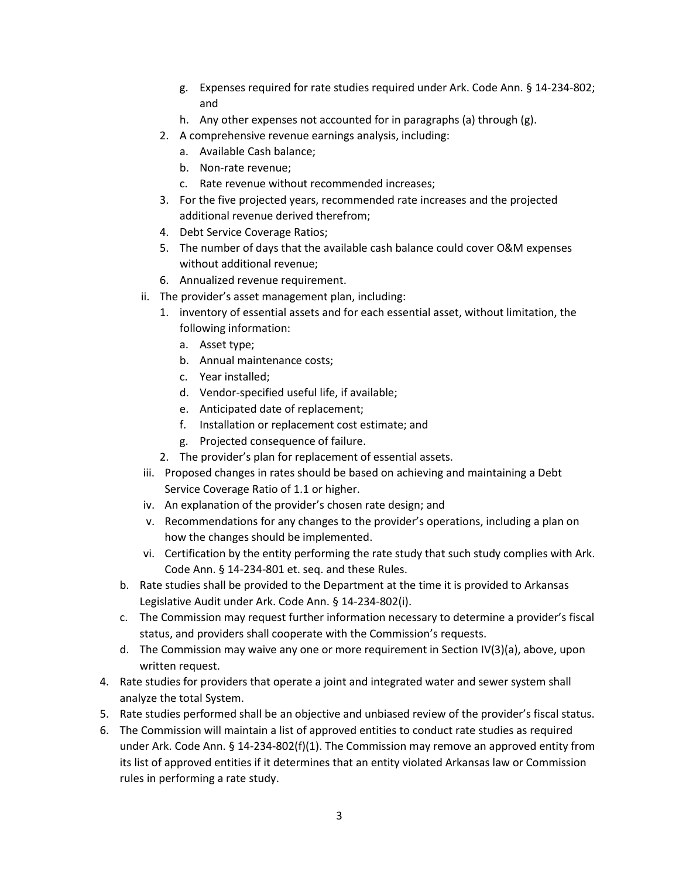g. Expenses required for rate studies required under Ark. Code Ann. § 14-234-802; and
      h. Any other expenses not accounted for in paragraphs (a) through (g).
    2. A comprehensive revenue earnings analysis, including:
      a. Available Cash balance;
      b. Non-rate revenue;
      c. Rate revenue without recommended increases;
    3. For the five projected years, recommended rate increases and the projected additional revenue derived therefrom;
    4. Debt Service Coverage Ratios;
    5. The number of days that the available cash balance could cover O&M expenses without additional revenue;
    6. Annualized revenue requirement.
  ii. The provider's asset management plan, including:
    1. inventory of essential assets and for each essential asset, without limitation, the following information:
      a. Asset type;
      b. Annual maintenance costs;
      c. Year installed;
      d. Vendor-specified useful life, if available;
      e. Anticipated date of replacement;
      f. Installation or replacement cost estimate; and
      g. Projected consequence of failure.
    2. The provider's plan for replacement of essential assets.
  iii. Proposed changes in rates should be based on achieving and maintaining a Debt Service Coverage Ratio of 1.1 or higher.
  iv. An explanation of the provider's chosen rate design; and
  v. Recommendations for any changes to the provider's operations, including a plan on how the changes should be implemented.
  vi. Certification by the entity performing the rate study that such study complies with Ark. Code Ann. § 14-234-801 et. seq. and these Rules.

b. Rate studies shall be provided to the Department at the time it is provided to Arkansas Legislative Audit under Ark. Code Ann. § 14-234-802(i).
c. The Commission may request further information necessary to determine a provider's fiscal status, and providers shall cooperate with the Commission's requests.
d. The Commission may waive any one or more requirement in Section IV(3)(a), above, upon written request.

4. Rate studies for providers that operate a joint and integrated water and sewer system shall analyze the total System.
5. Rate studies performed shall be an objective and unbiased review of the provider's fiscal status.
6. The Commission will maintain a list of approved entities to conduct rate studies as required under Ark. Code Ann. § 14-234-802(f)(1). The Commission may remove an approved entity from its list of approved entities if it determines that an entity violated Arkansas law or Commission rules in performing a rate study.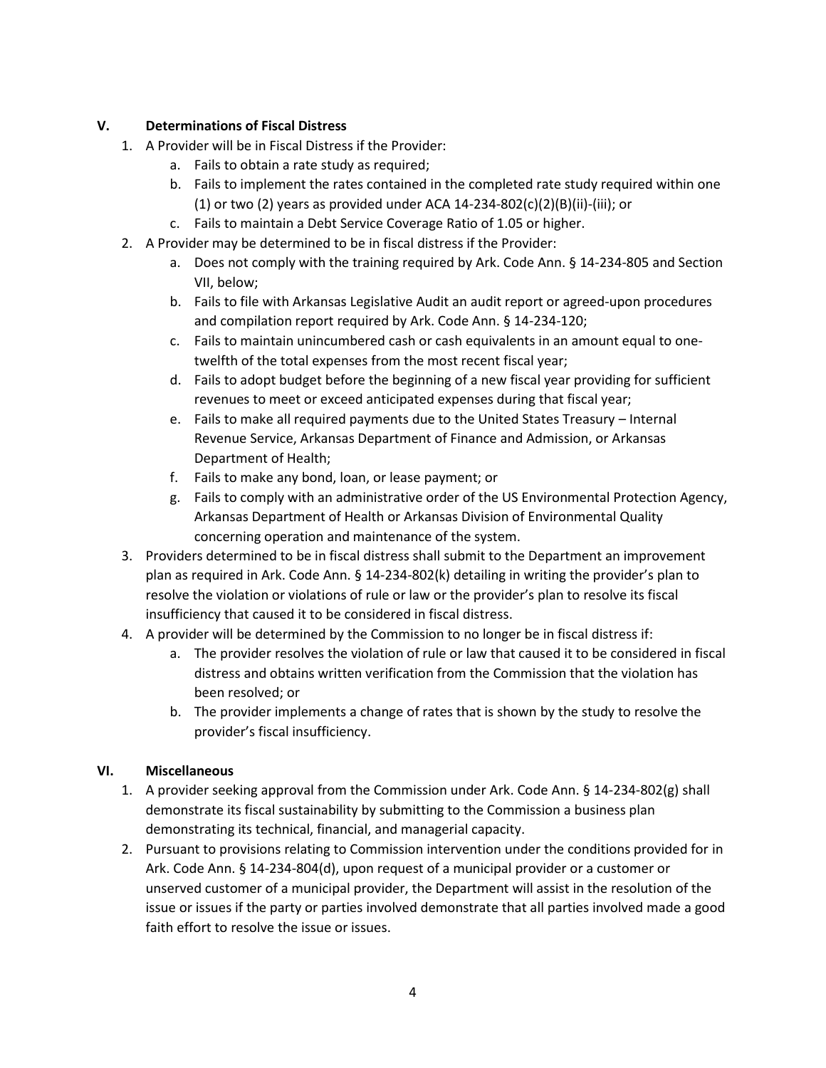## V. Determinations of Fiscal Distress

1. A Provider will be in Fiscal Distress if the Provider:
   a. Fails to obtain a rate study as required;
   b. Fails to implement the rates contained in the completed rate study required within one (1) or two (2) years as provided under ACA 14-234-802(c)(2)(B)(ii)-(iii); or
   c. Fails to maintain a Debt Service Coverage Ratio of 1.05 or higher.
2. A Provider may be determined to be in fiscal distress if the Provider:
   a. Does not comply with the training required by Ark. Code Ann. § 14-234-805 and Section VII, below;
   b. Fails to file with Arkansas Legislative Audit an audit report or agreed-upon procedures and compilation report required by Ark. Code Ann. § 14-234-120;
   c. Fails to maintain unincumbered cash or cash equivalents in an amount equal to one-twelfth of the total expenses from the most recent fiscal year;
   d. Fails to adopt budget before the beginning of a new fiscal year providing for sufficient revenues to meet or exceed anticipated expenses during that fiscal year;
   e. Fails to make all required payments due to the United States Treasury – Internal Revenue Service, Arkansas Department of Finance and Admission, or Arkansas Department of Health;
   f. Fails to make any bond, loan, or lease payment; or
   g. Fails to comply with an administrative order of the US Environmental Protection Agency, Arkansas Department of Health or Arkansas Division of Environmental Quality concerning operation and maintenance of the system.
3. Providers determined to be in fiscal distress shall submit to the Department an improvement plan as required in Ark. Code Ann. § 14-234-802(k) detailing in writing the provider's plan to resolve the violation or violations of rule or law or the provider's plan to resolve its fiscal insufficiency that caused it to be considered in fiscal distress.
4. A provider will be determined by the Commission to no longer be in fiscal distress if:
   a. The provider resolves the violation of rule or law that caused it to be considered in fiscal distress and obtains written verification from the Commission that the violation has been resolved; or
   b. The provider implements a change of rates that is shown by the study to resolve the provider's fiscal insufficiency.

## VI. Miscellaneous

1. A provider seeking approval from the Commission under Ark. Code Ann. § 14-234-802(g) shall demonstrate its fiscal sustainability by submitting to the Commission a business plan demonstrating its technical, financial, and managerial capacity.
2. Pursuant to provisions relating to Commission intervention under the conditions provided for in Ark. Code Ann. § 14-234-804(d), upon request of a municipal provider or a customer or unserved customer of a municipal provider, the Department will assist in the resolution of the issue or issues if the party or parties involved demonstrate that all parties involved made a good faith effort to resolve the issue or issues.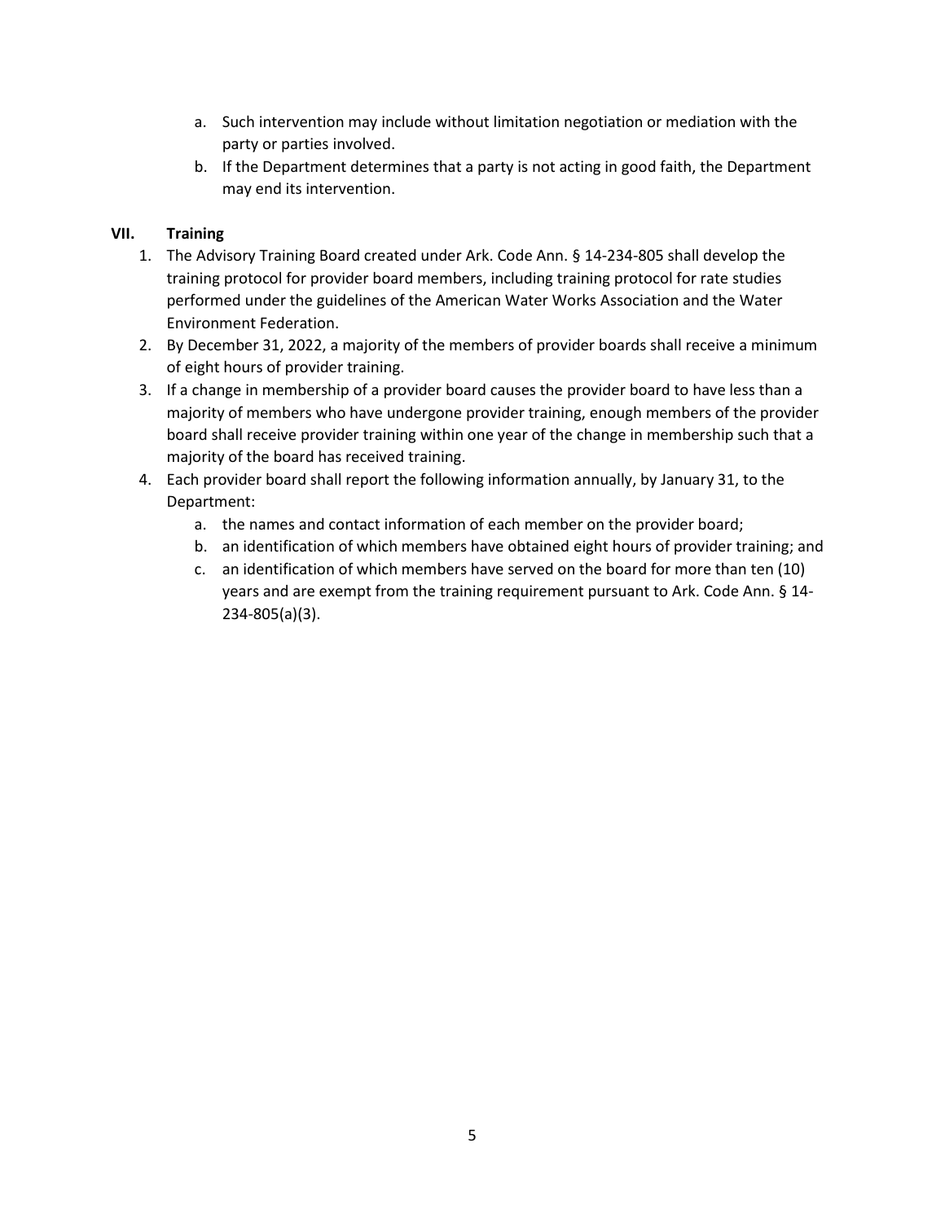a. Such intervention may include without limitation negotiation or mediation with the party or parties involved.
   b. If the Department determines that a party is not acting in good faith, the Department may end its intervention.

## VII. Training

1. The Advisory Training Board created under Ark. Code Ann. § 14-234-805 shall develop the training protocol for provider board members, including training protocol for rate studies performed under the guidelines of the American Water Works Association and the Water Environment Federation.
2. By December 31, 2022, a majority of the members of provider boards shall receive a minimum of eight hours of provider training.
3. If a change in membership of a provider board causes the provider board to have less than a majority of members who have undergone provider training, enough members of the provider board shall receive provider training within one year of the change in membership such that a majority of the board has received training.
4. Each provider board shall report the following information annually, by January 31, to the Department:
   a. the names and contact information of each member on the provider board;
   b. an identification of which members have obtained eight hours of provider training; and
   c. an identification of which members have served on the board for more than ten (10) years and are exempt from the training requirement pursuant to Ark. Code Ann. § 14-234-805(a)(3).